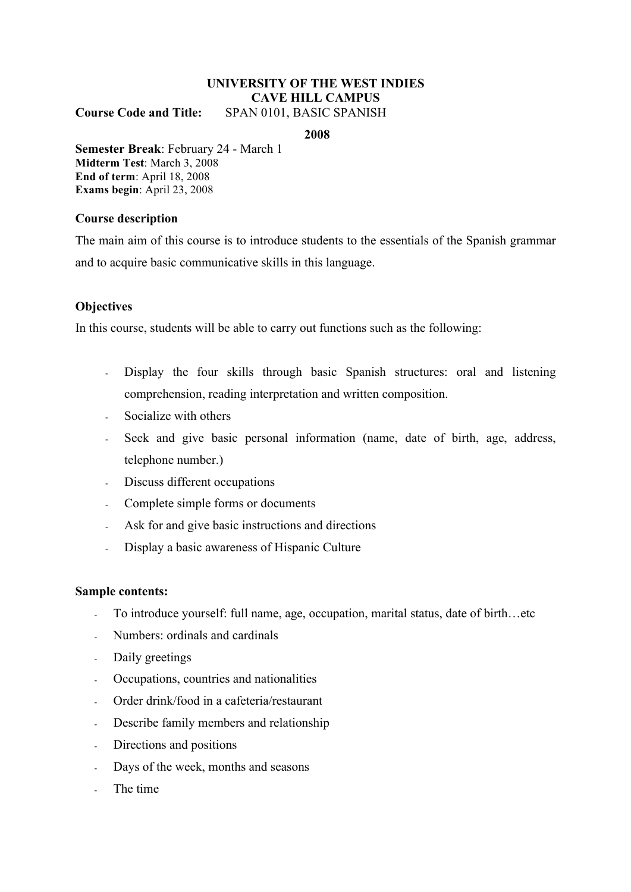**UNIVERSITY OF THE WEST INDIES**
**CAVE HILL CAMPUS**

**Course Code and Title:** SPAN 0101, BASIC SPANISH

**2008**

**Semester Break**: February 24 - March 1
**Midterm Test**: March 3, 2008
**End of term**: April 18, 2008
**Exams begin**: April 23, 2008

### Course description

The main aim of this course is to introduce students to the essentials of the Spanish grammar and to acquire basic communicative skills in this language.

### Objectives

In this course, students will be able to carry out functions such as the following:

- Display the four skills through basic Spanish structures: oral and listening comprehension, reading interpretation and written composition.
- Socialize with others
- Seek and give basic personal information (name, date of birth, age, address, telephone number.)
- Discuss different occupations
- Complete simple forms or documents
- Ask for and give basic instructions and directions
- Display a basic awareness of Hispanic Culture

### Sample contents:

- To introduce yourself: full name, age, occupation, marital status, date of birth…etc
- Numbers: ordinals and cardinals
- Daily greetings
- Occupations, countries and nationalities
- Order drink/food in a cafeteria/restaurant
- Describe family members and relationship
- Directions and positions
- Days of the week, months and seasons
- The time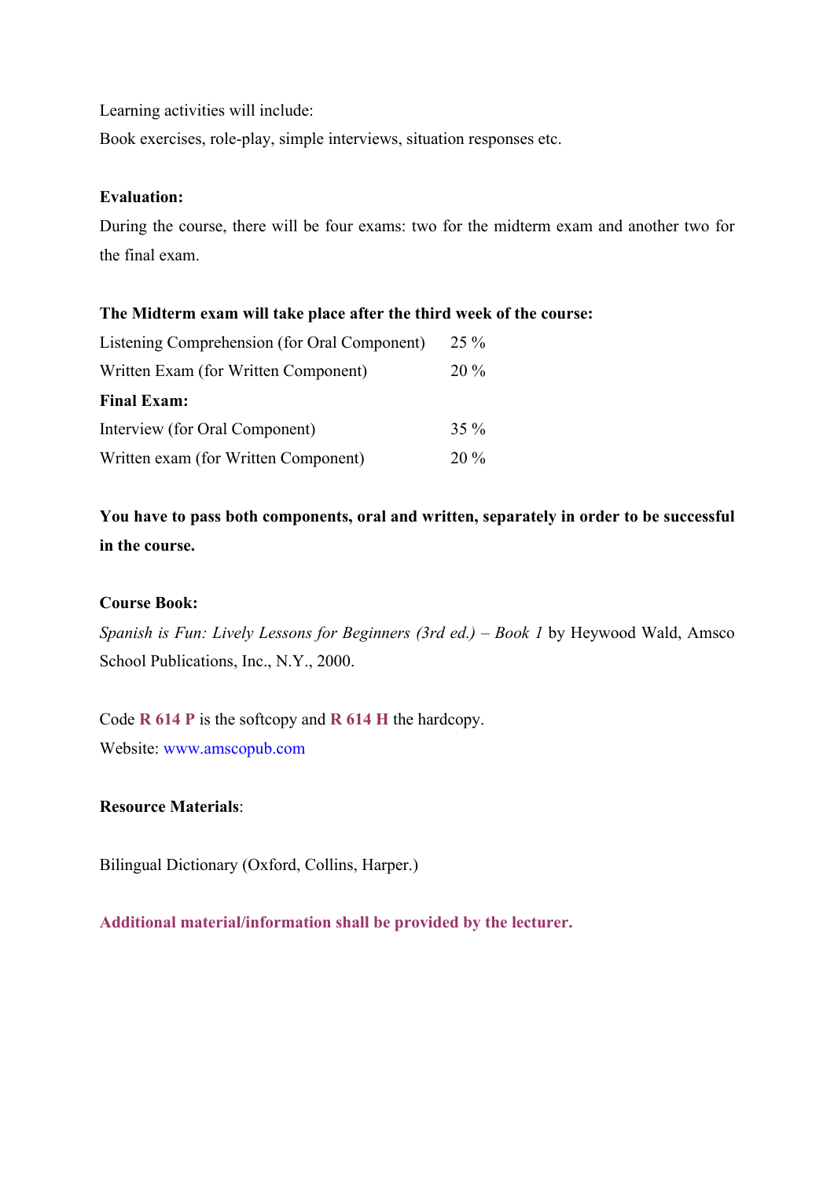Learning activities will include:

Book exercises, role-play, simple interviews, situation responses etc.

**Evaluation:**

During the course, there will be four exams: two for the midterm exam and another two for the final exam.

| | |
|---|---|
| **The Midterm exam will take place after the third week of the course:** | |
| Listening Comprehension (for Oral Component) | 25 % |
| Written Exam (for Written Component) | 20 % |
| **Final Exam:** | |
| Interview (for Oral Component) | 35 % |
| Written exam (for Written Component) | 20 % |

**You have to pass both components, oral and written, separately in order to be successful in the course.**

**Course Book:**

*Spanish is Fun: Lively Lessons for Beginners (3rd ed.) – Book 1* by Heywood Wald, Amsco School Publications, Inc., N.Y., 2000.

Code **R 614 P** is the softcopy and **R 614 H** the hardcopy.

Website: www.amscopub.com

**Resource Materials**:

Bilingual Dictionary (Oxford, Collins, Harper.)

**Additional material/information shall be provided by the lecturer.**